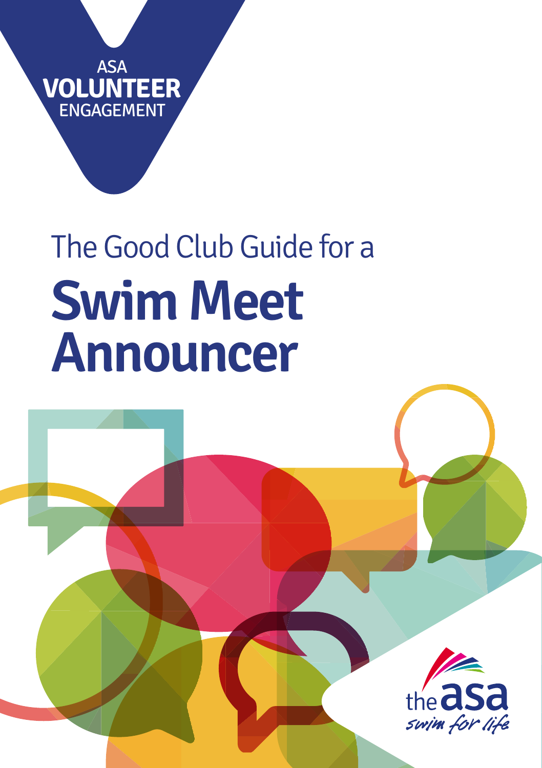ASA
**VOLUNTEER**
ENGAGEMENT

The Good Club Guide for a

# Swim Meet Announcer

the asa
swim for life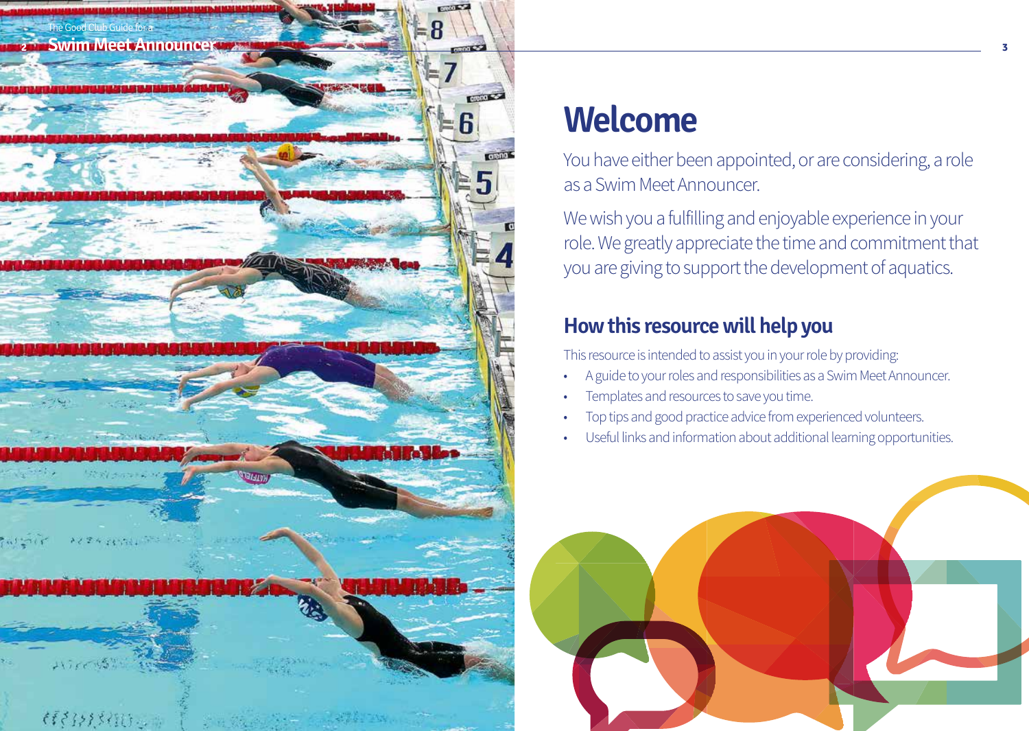# Welcome

You have either been appointed, or are considering, a role as a Swim Meet Announcer.

We wish you a fulfilling and enjoyable experience in your role. We greatly appreciate the time and commitment that you are giving to support the development of aquatics.

## How this resource will help you

This resource is intended to assist you in your role by providing:

- A guide to your roles and responsibilities as a Swim Meet Announcer.
- Templates and resources to save you time.
- Top tips and good practice advice from experienced volunteers.
- Useful links and information about additional learning opportunities.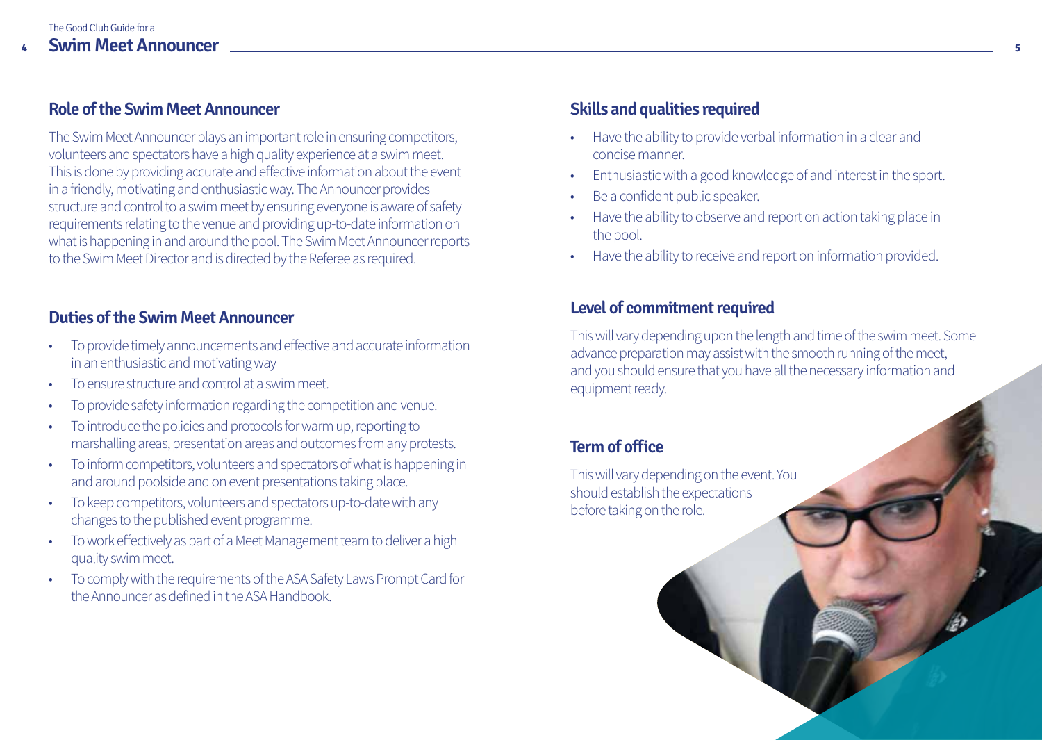## Role of the Swim Meet Announcer

The Swim Meet Announcer plays an important role in ensuring competitors, volunteers and spectators have a high quality experience at a swim meet. This is done by providing accurate and effective information about the event in a friendly, motivating and enthusiastic way. The Announcer provides structure and control to a swim meet by ensuring everyone is aware of safety requirements relating to the venue and providing up-to-date information on what is happening in and around the pool. The Swim Meet Announcer reports to the Swim Meet Director and is directed by the Referee as required.

## Duties of the Swim Meet Announcer

- To provide timely announcements and effective and accurate information in an enthusiastic and motivating way
- To ensure structure and control at a swim meet.
- To provide safety information regarding the competition and venue.
- To introduce the policies and protocols for warm up, reporting to marshalling areas, presentation areas and outcomes from any protests.
- To inform competitors, volunteers and spectators of what is happening in and around poolside and on event presentations taking place.
- To keep competitors, volunteers and spectators up-to-date with any changes to the published event programme.
- To work effectively as part of a Meet Management team to deliver a high quality swim meet.
- To comply with the requirements of the ASA Safety Laws Prompt Card for the Announcer as defined in the ASA Handbook.

## Skills and qualities required

- Have the ability to provide verbal information in a clear and concise manner.
- Enthusiastic with a good knowledge of and interest in the sport.
- Be a confident public speaker.
- Have the ability to observe and report on action taking place in the pool.
- Have the ability to receive and report on information provided.

## Level of commitment required

This will vary depending upon the length and time of the swim meet. Some advance preparation may assist with the smooth running of the meet, and you should ensure that you have all the necessary information and equipment ready.

## Term of office

This will vary depending on the event. You should establish the expectations before taking on the role.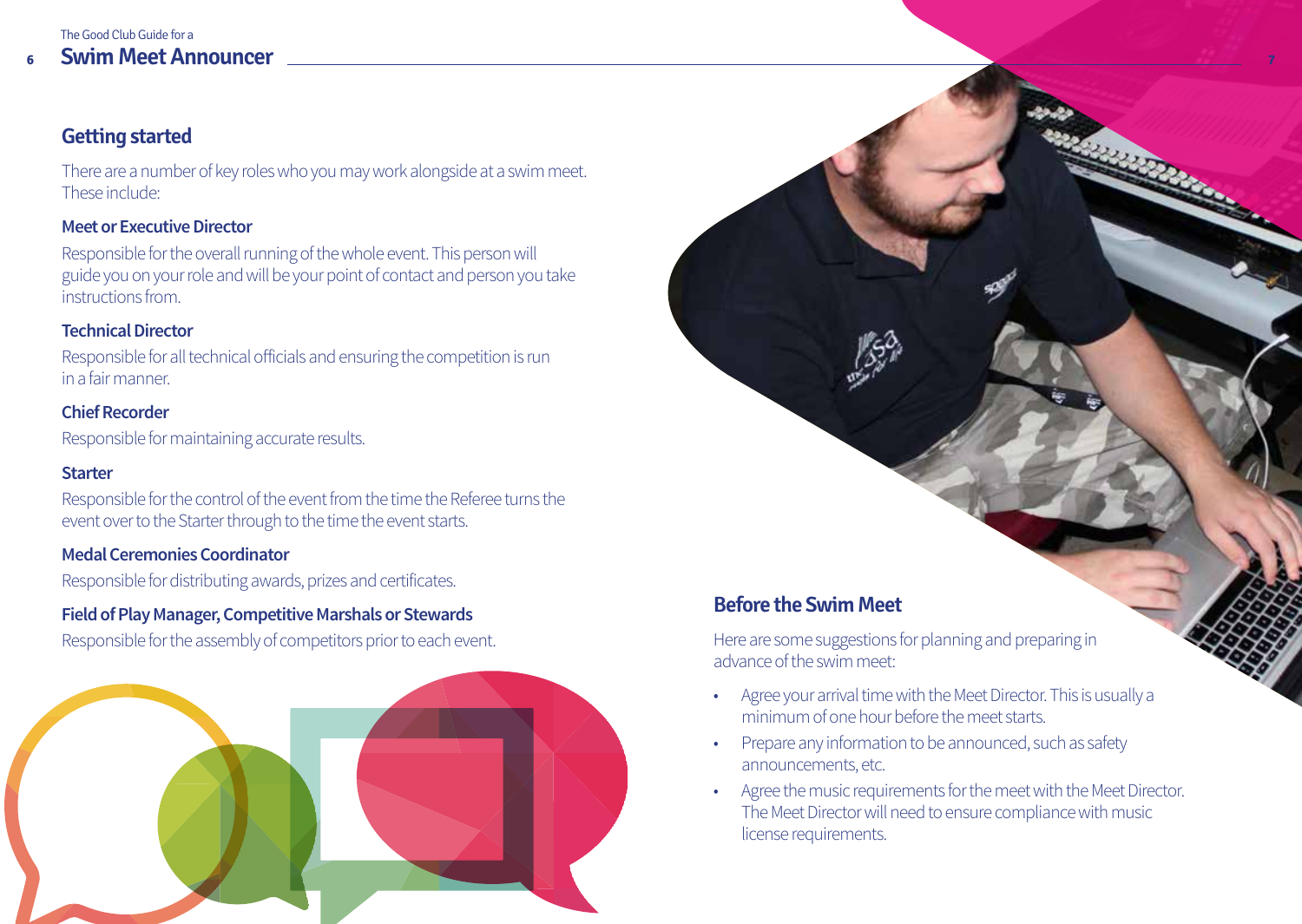## Getting started

There are a number of key roles who you may work alongside at a swim meet. These include:

### Meet or Executive Director

Responsible for the overall running of the whole event. This person will guide you on your role and will be your point of contact and person you take instructions from.

### Technical Director

Responsible for all technical officials and ensuring the competition is run in a fair manner.

### Chief Recorder

Responsible for maintaining accurate results.

### Starter

Responsible for the control of the event from the time the Referee turns the event over to the Starter through to the time the event starts.

### Medal Ceremonies Coordinator

Responsible for distributing awards, prizes and certificates.

### Field of Play Manager, Competitive Marshals or Stewards

Responsible for the assembly of competitors prior to each event.

## Before the Swim Meet

Here are some suggestions for planning and preparing in advance of the swim meet:

- Agree your arrival time with the Meet Director. This is usually a minimum of one hour before the meet starts.
- Prepare any information to be announced, such as safety announcements, etc.
- Agree the music requirements for the meet with the Meet Director. The Meet Director will need to ensure compliance with music license requirements.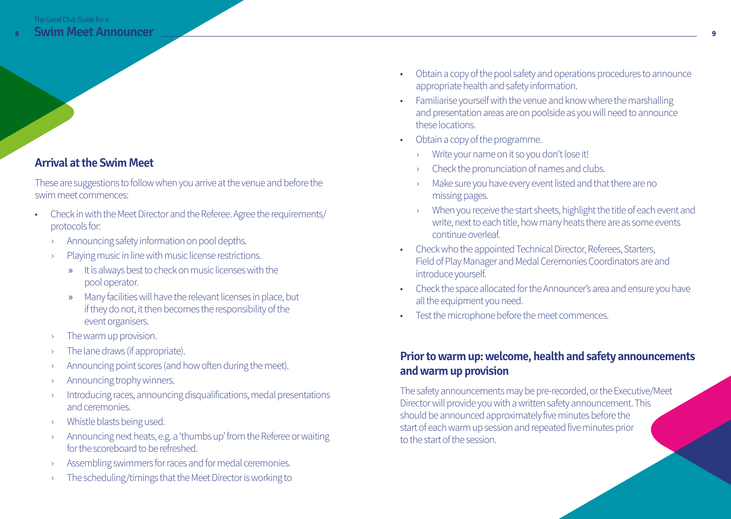## Arrival at the Swim Meet

These are suggestions to follow when you arrive at the venue and before the swim meet commences:

- Check in with the Meet Director and the Referee. Agree the requirements/protocols for:
  - Announcing safety information on pool depths.
  - Playing music in line with music license restrictions.
    - It is always best to check on music licenses with the pool operator.
    - Many facilities will have the relevant licenses in place, but if they do not, it then becomes the responsibility of the event organisers.
  - The warm up provision.
  - The lane draws (if appropriate).
  - Announcing point scores (and how often during the meet).
  - Announcing trophy winners.
  - Introducing races, announcing disqualifications, medal presentations and ceremonies.
  - Whistle blasts being used.
  - Announcing next heats, e.g. a 'thumbs up' from the Referee or waiting for the scoreboard to be refreshed.
  - Assembling swimmers for races and for medal ceremonies.
  - The scheduling/timings that the Meet Director is working to
- Obtain a copy of the pool safety and operations procedures to announce appropriate health and safety information.
- Familiarise yourself with the venue and know where the marshalling and presentation areas are on poolside as you will need to announce these locations.
- Obtain a copy of the programme.
  - Write your name on it so you don't lose it!
  - Check the pronunciation of names and clubs.
  - Make sure you have every event listed and that there are no missing pages.
  - When you receive the start sheets, highlight the title of each event and write, next to each title, how many heats there are as some events continue overleaf.
- Check who the appointed Technical Director, Referees, Starters, Field of Play Manager and Medal Ceremonies Coordinators are and introduce yourself.
- Check the space allocated for the Announcer's area and ensure you have all the equipment you need.
- Test the microphone before the meet commences.

## Prior to warm up: welcome, health and safety announcements and warm up provision

The safety announcements may be pre-recorded, or the Executive/Meet Director will provide you with a written safety announcement. This should be announced approximately five minutes before the start of each warm up session and repeated five minutes prior to the start of the session.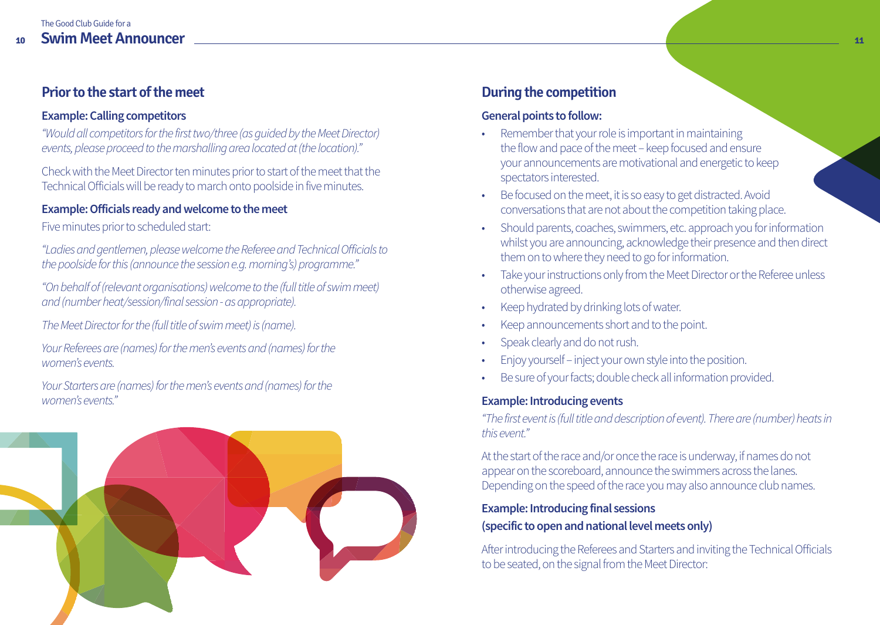## Prior to the start of the meet

### Example: Calling competitors

*"Would all competitors for the first two/three (as guided by the Meet Director) events, please proceed to the marshalling area located at (the location)."*

Check with the Meet Director ten minutes prior to start of the meet that the Technical Officials will be ready to march onto poolside in five minutes.

### Example: Officials ready and welcome to the meet

Five minutes prior to scheduled start:

*"Ladies and gentlemen, please welcome the Referee and Technical Officials to the poolside for this (announce the session e.g. morning's) programme."*

*"On behalf of (relevant organisations) welcome to the (full title of swim meet) and (number heat/session/final session - as appropriate).*

*The Meet Director for the (full title of swim meet) is (name).*

*Your Referees are (names) for the men's events and (names) for the women's events.*

*Your Starters are (names) for the men's events and (names) for the women's events."*

## During the competition

### General points to follow:

- Remember that your role is important in maintaining the flow and pace of the meet – keep focused and ensure your announcements are motivational and energetic to keep spectators interested.
- Be focused on the meet, it is so easy to get distracted. Avoid conversations that are not about the competition taking place.
- Should parents, coaches, swimmers, etc. approach you for information whilst you are announcing, acknowledge their presence and then direct them on to where they need to go for information.
- Take your instructions only from the Meet Director or the Referee unless otherwise agreed.
- Keep hydrated by drinking lots of water.
- Keep announcements short and to the point.
- Speak clearly and do not rush.
- Enjoy yourself – inject your own style into the position.
- Be sure of your facts; double check all information provided.

### Example: Introducing events

*"The first event is (full title and description of event). There are (number) heats in this event."*

At the start of the race and/or once the race is underway, if names do not appear on the scoreboard, announce the swimmers across the lanes. Depending on the speed of the race you may also announce club names.

### Example: Introducing final sessions (specific to open and national level meets only)

After introducing the Referees and Starters and inviting the Technical Officials to be seated, on the signal from the Meet Director: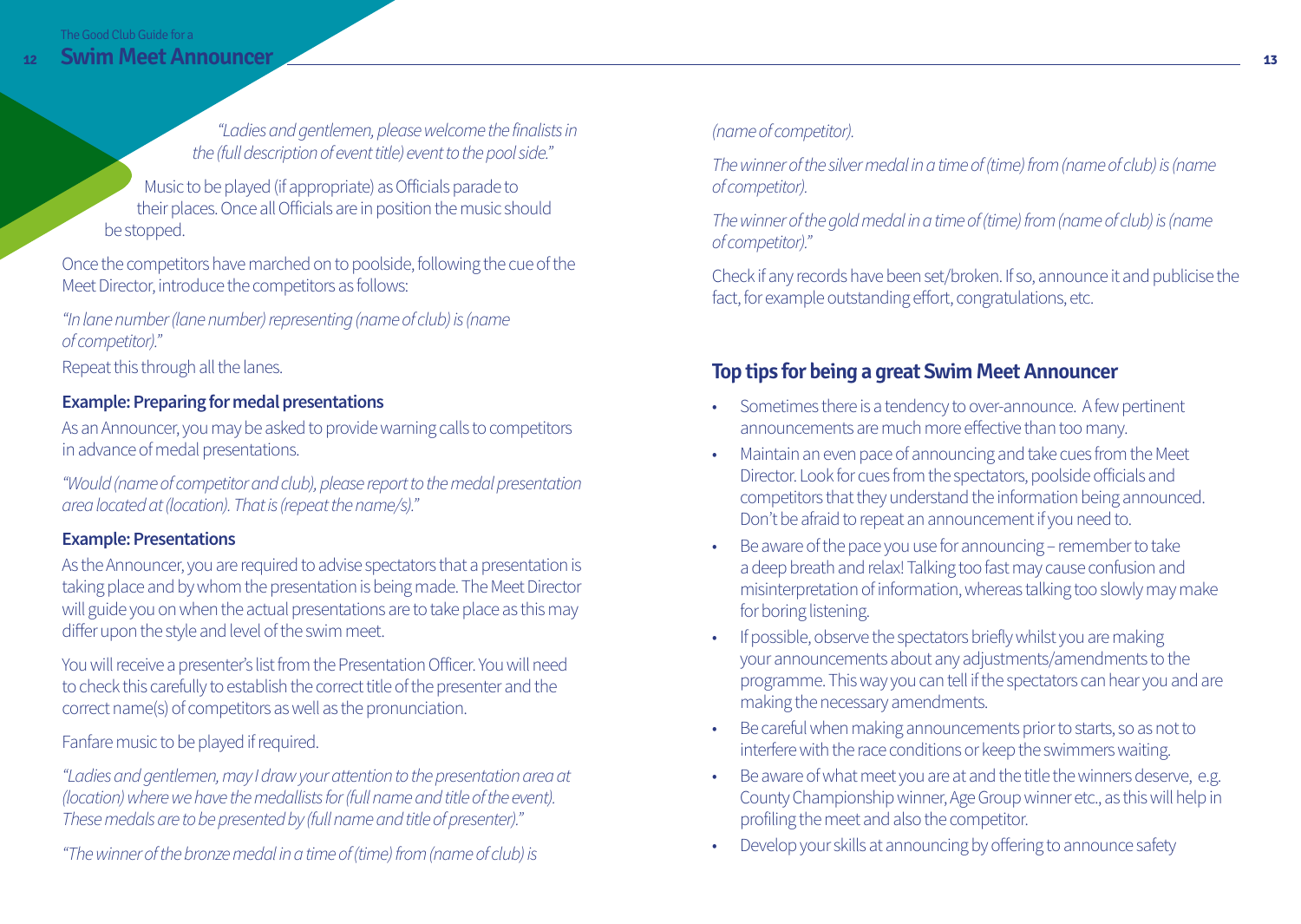*"Ladies and gentlemen, please welcome the finalists in the (full description of event title) event to the pool side."*

Music to be played (if appropriate) as Officials parade to their places. Once all Officials are in position the music should be stopped.

Once the competitors have marched on to poolside, following the cue of the Meet Director, introduce the competitors as follows:

*"In lane number (lane number) representing (name of club) is (name of competitor)."*

Repeat this through all the lanes.

### Example: Preparing for medal presentations

As an Announcer, you may be asked to provide warning calls to competitors in advance of medal presentations.

*"Would (name of competitor and club), please report to the medal presentation area located at (location). That is (repeat the name/s)."*

### Example: Presentations

As the Announcer, you are required to advise spectators that a presentation is taking place and by whom the presentation is being made. The Meet Director will guide you on when the actual presentations are to take place as this may differ upon the style and level of the swim meet.

You will receive a presenter's list from the Presentation Officer. You will need to check this carefully to establish the correct title of the presenter and the correct name(s) of competitors as well as the pronunciation.

Fanfare music to be played if required.

*"Ladies and gentlemen, may I draw your attention to the presentation area at (location) where we have the medallists for (full name and title of the event). These medals are to be presented by (full name and title of presenter)."*

*"The winner of the bronze medal in a time of (time) from (name of club) is (name of competitor).*

*The winner of the silver medal in a time of (time) from (name of club) is (name of competitor).*

*The winner of the gold medal in a time of (time) from (name of club) is (name of competitor)."*

Check if any records have been set/broken. If so, announce it and publicise the fact, for example outstanding effort, congratulations, etc.

## Top tips for being a great Swim Meet Announcer

- Sometimes there is a tendency to over-announce. A few pertinent announcements are much more effective than too many.
- Maintain an even pace of announcing and take cues from the Meet Director. Look for cues from the spectators, poolside officials and competitors that they understand the information being announced. Don't be afraid to repeat an announcement if you need to.
- Be aware of the pace you use for announcing – remember to take a deep breath and relax! Talking too fast may cause confusion and misinterpretation of information, whereas talking too slowly may make for boring listening.
- If possible, observe the spectators briefly whilst you are making your announcements about any adjustments/amendments to the programme. This way you can tell if the spectators can hear you and are making the necessary amendments.
- Be careful when making announcements prior to starts, so as not to interfere with the race conditions or keep the swimmers waiting.
- Be aware of what meet you are at and the title the winners deserve, e.g. County Championship winner, Age Group winner etc., as this will help in profiling the meet and also the competitor.
- Develop your skills at announcing by offering to announce safety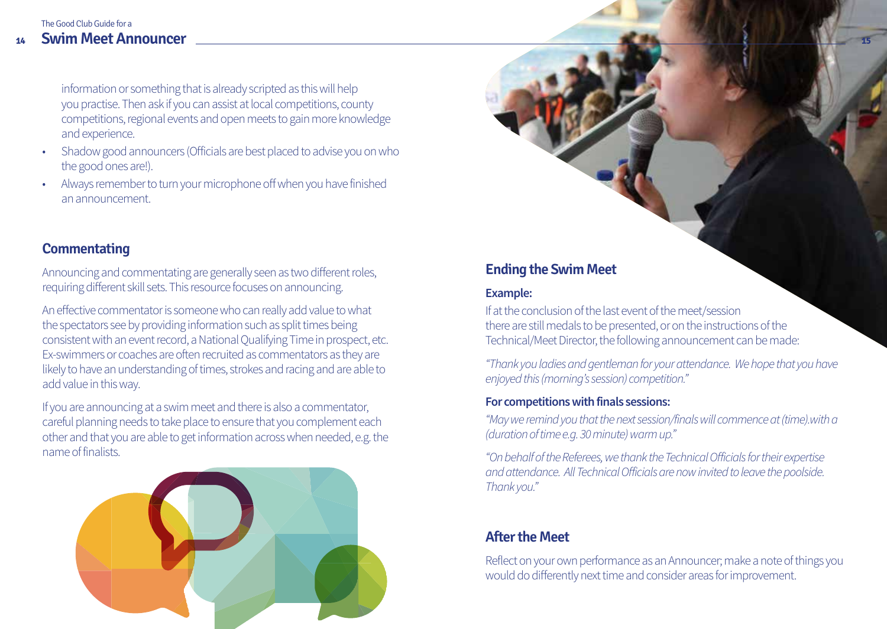information or something that is already scripted as this will help you practise. Then ask if you can assist at local competitions, county competitions, regional events and open meets to gain more knowledge and experience.

- Shadow good announcers (Officials are best placed to advise you on who the good ones are!).
- Always remember to turn your microphone off when you have finished an announcement.

## Commentating

Announcing and commentating are generally seen as two different roles, requiring different skill sets. This resource focuses on announcing.

An effective commentator is someone who can really add value to what the spectators see by providing information such as split times being consistent with an event record, a National Qualifying Time in prospect, etc. Ex-swimmers or coaches are often recruited as commentators as they are likely to have an understanding of times, strokes and racing and are able to add value in this way.

If you are announcing at a swim meet and there is also a commentator, careful planning needs to take place to ensure that you complement each other and that you are able to get information across when needed, e.g. the name of finalists.

## Ending the Swim Meet

### Example:

If at the conclusion of the last event of the meet/session there are still medals to be presented, or on the instructions of the Technical/Meet Director, the following announcement can be made:

*"Thank you ladies and gentleman for your attendance. We hope that you have enjoyed this (morning's session) competition."*

### For competitions with finals sessions:

*"May we remind you that the next session/finals will commence at (time).with a (duration of time e.g. 30 minute) warm up."*

*"On behalf of the Referees, we thank the Technical Officials for their expertise and attendance. All Technical Officials are now invited to leave the poolside. Thank you."*

## After the Meet

Reflect on your own performance as an Announcer; make a note of things you would do differently next time and consider areas for improvement.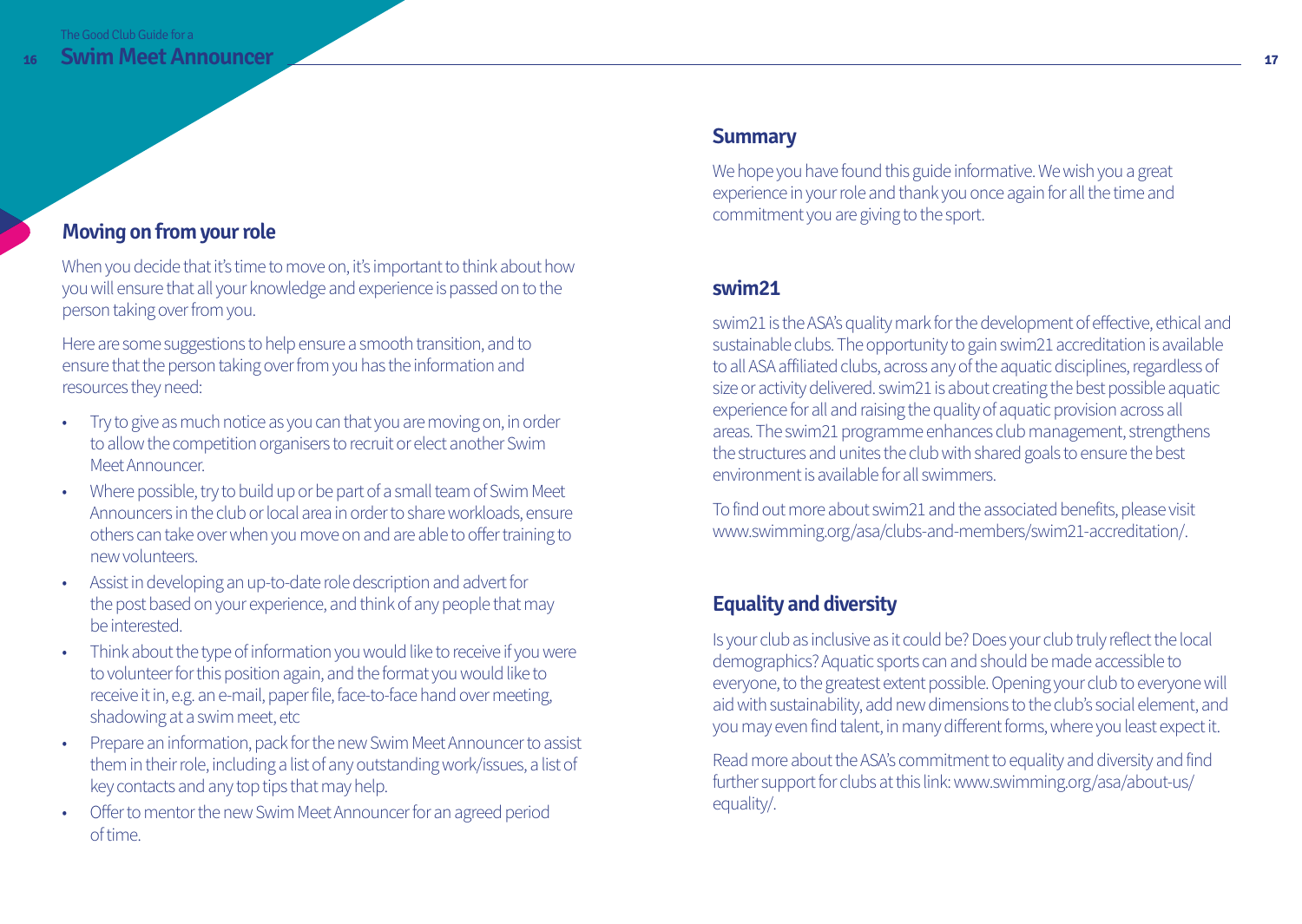## Moving on from your role

When you decide that it's time to move on, it's important to think about how you will ensure that all your knowledge and experience is passed on to the person taking over from you.

Here are some suggestions to help ensure a smooth transition, and to ensure that the person taking over from you has the information and resources they need:

- Try to give as much notice as you can that you are moving on, in order to allow the competition organisers to recruit or elect another Swim Meet Announcer.
- Where possible, try to build up or be part of a small team of Swim Meet Announcers in the club or local area in order to share workloads, ensure others can take over when you move on and are able to offer training to new volunteers.
- Assist in developing an up-to-date role description and advert for the post based on your experience, and think of any people that may be interested.
- Think about the type of information you would like to receive if you were to volunteer for this position again, and the format you would like to receive it in, e.g. an e-mail, paper file, face-to-face hand over meeting, shadowing at a swim meet, etc
- Prepare an information, pack for the new Swim Meet Announcer to assist them in their role, including a list of any outstanding work/issues, a list of key contacts and any top tips that may help.
- Offer to mentor the new Swim Meet Announcer for an agreed period of time.

## Summary

We hope you have found this guide informative. We wish you a great experience in your role and thank you once again for all the time and commitment you are giving to the sport.

## swim21

swim21 is the ASA's quality mark for the development of effective, ethical and sustainable clubs. The opportunity to gain swim21 accreditation is available to all ASA affiliated clubs, across any of the aquatic disciplines, regardless of size or activity delivered. swim21 is about creating the best possible aquatic experience for all and raising the quality of aquatic provision across all areas. The swim21 programme enhances club management, strengthens the structures and unites the club with shared goals to ensure the best environment is available for all swimmers.

To find out more about swim21 and the associated benefits, please visit www.swimming.org/asa/clubs-and-members/swim21-accreditation/.

## Equality and diversity

Is your club as inclusive as it could be? Does your club truly reflect the local demographics? Aquatic sports can and should be made accessible to everyone, to the greatest extent possible. Opening your club to everyone will aid with sustainability, add new dimensions to the club's social element, and you may even find talent, in many different forms, where you least expect it.

Read more about the ASA's commitment to equality and diversity and find further support for clubs at this link: www.swimming.org/asa/about-us/equality/.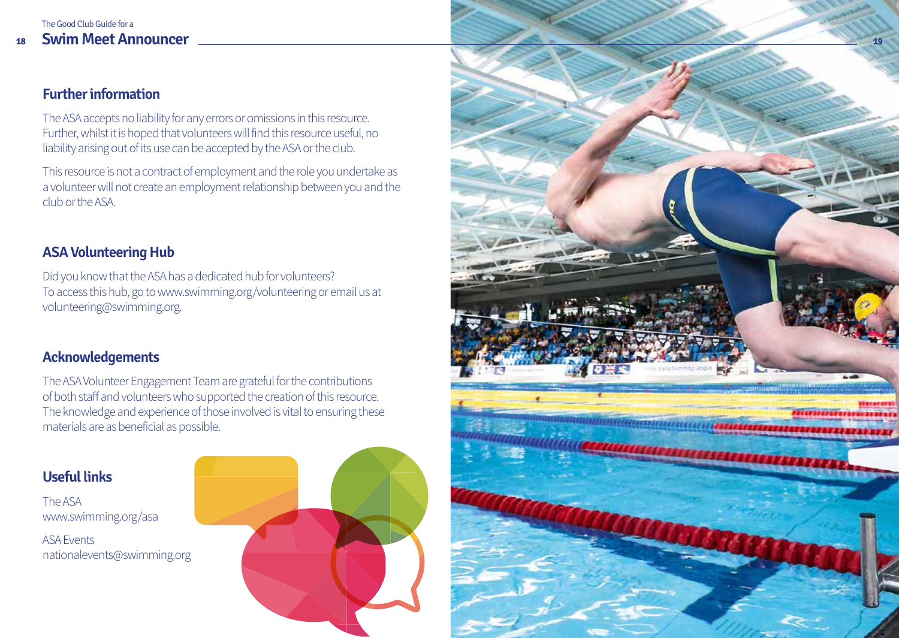## Further information

The ASA accepts no liability for any errors or omissions in this resource. Further, whilst it is hoped that volunteers will find this resource useful, no liability arising out of its use can be accepted by the ASA or the club.

This resource is not a contract of employment and the role you undertake as a volunteer will not create an employment relationship between you and the club or the ASA.

## ASA Volunteering Hub

Did you know that the ASA has a dedicated hub for volunteers? To access this hub, go to www.swimming.org/volunteering or email us at volunteering@swimming.org.

## Acknowledgements

The ASA Volunteer Engagement Team are grateful for the contributions of both staff and volunteers who supported the creation of this resource. The knowledge and experience of those involved is vital to ensuring these materials are as beneficial as possible.

## Useful links

The ASA
www.swimming.org/asa

ASA Events
nationalevents@swimming.org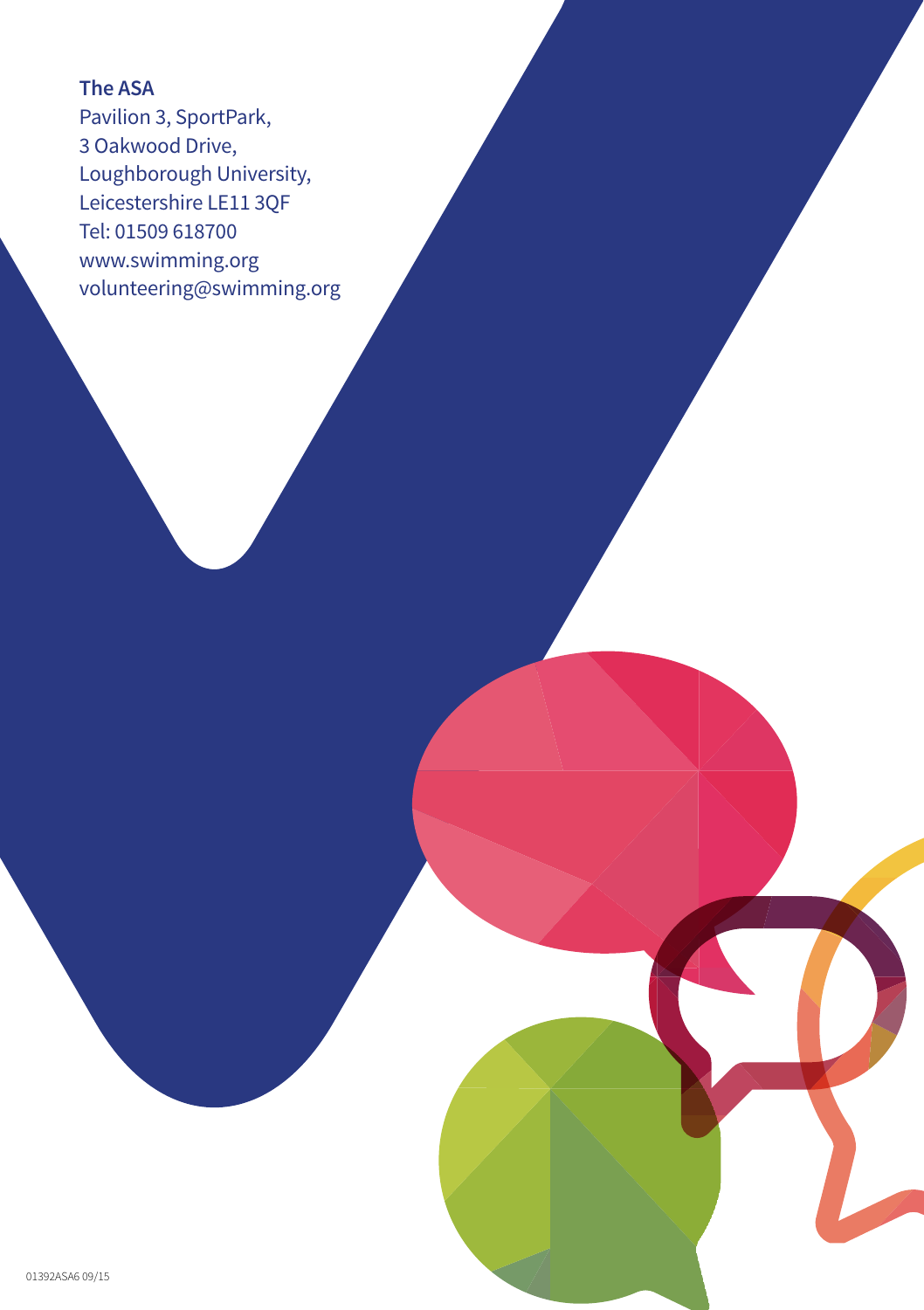**The ASA**
Pavilion 3, SportPark,
3 Oakwood Drive,
Loughborough University,
Leicestershire LE11 3QF
Tel: 01509 618700
www.swimming.org
volunteering@swimming.org

01392ASA6 09/15